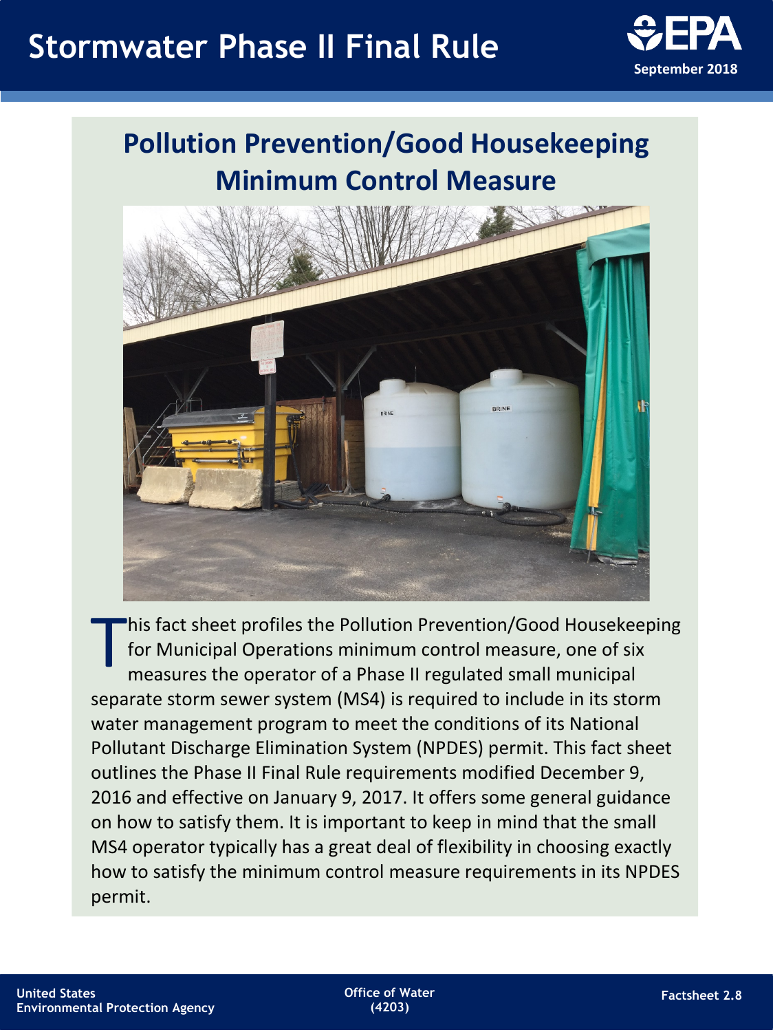# Stormwater Phase II Final Rule

September 2018

## Pollution Prevention/Good Housekeeping Minimum Control Measure

This fact sheet profiles the Pollution Prevention/Good Housekeeping for Municipal Operations minimum control measure, one of six measures the operator of a Phase II regulated small municipal separate storm sewer system (MS4) is required to include in its storm water management program to meet the conditions of its National Pollutant Discharge Elimination System (NPDES) permit. This fact sheet outlines the Phase II Final Rule requirements modified December 9, 2016 and effective on January 9, 2017. It offers some general guidance on how to satisfy them. It is important to keep in mind that the small MS4 operator typically has a great deal of flexibility in choosing exactly how to satisfy the minimum control measure requirements in its NPDES permit.

United States Environmental Protection Agency

Office of Water (4203)

Factsheet 2.8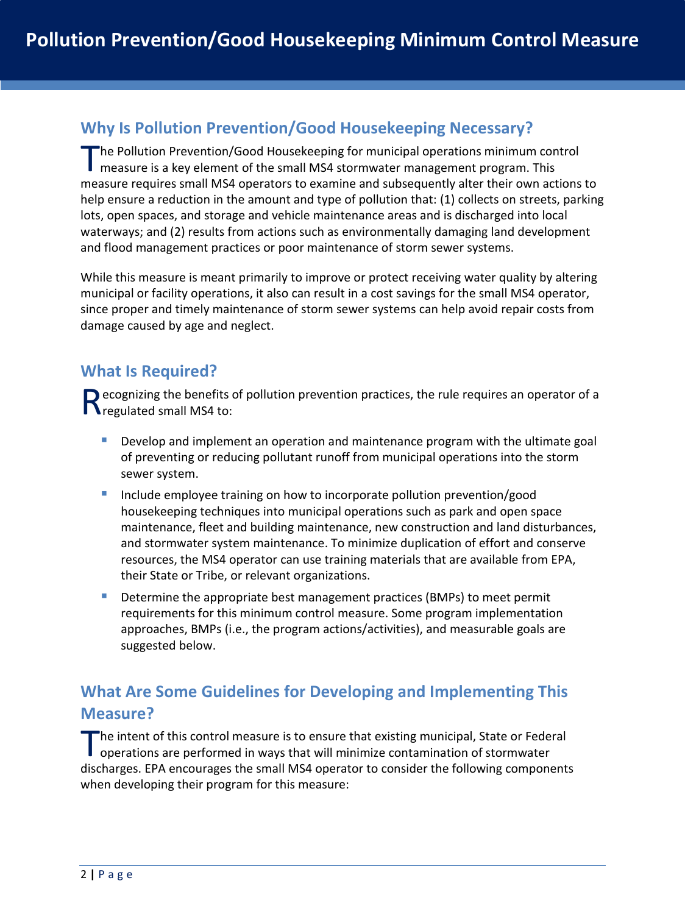# Pollution Prevention/Good Housekeeping Minimum Control Measure

## Why Is Pollution Prevention/Good Housekeeping Necessary?

The Pollution Prevention/Good Housekeeping for municipal operations minimum control measure is a key element of the small MS4 stormwater management program. This measure requires small MS4 operators to examine and subsequently alter their own actions to help ensure a reduction in the amount and type of pollution that: (1) collects on streets, parking lots, open spaces, and storage and vehicle maintenance areas and is discharged into local waterways; and (2) results from actions such as environmentally damaging land development and flood management practices or poor maintenance of storm sewer systems.

While this measure is meant primarily to improve or protect receiving water quality by altering municipal or facility operations, it also can result in a cost savings for the small MS4 operator, since proper and timely maintenance of storm sewer systems can help avoid repair costs from damage caused by age and neglect.

## What Is Required?

Recognizing the benefits of pollution prevention practices, the rule requires an operator of a regulated small MS4 to:

- Develop and implement an operation and maintenance program with the ultimate goal of preventing or reducing pollutant runoff from municipal operations into the storm sewer system.
- Include employee training on how to incorporate pollution prevention/good housekeeping techniques into municipal operations such as park and open space maintenance, fleet and building maintenance, new construction and land disturbances, and stormwater system maintenance. To minimize duplication of effort and conserve resources, the MS4 operator can use training materials that are available from EPA, their State or Tribe, or relevant organizations.
- Determine the appropriate best management practices (BMPs) to meet permit requirements for this minimum control measure. Some program implementation approaches, BMPs (i.e., the program actions/activities), and measurable goals are suggested below.

## What Are Some Guidelines for Developing and Implementing This Measure?

The intent of this control measure is to ensure that existing municipal, State or Federal operations are performed in ways that will minimize contamination of stormwater discharges. EPA encourages the small MS4 operator to consider the following components when developing their program for this measure: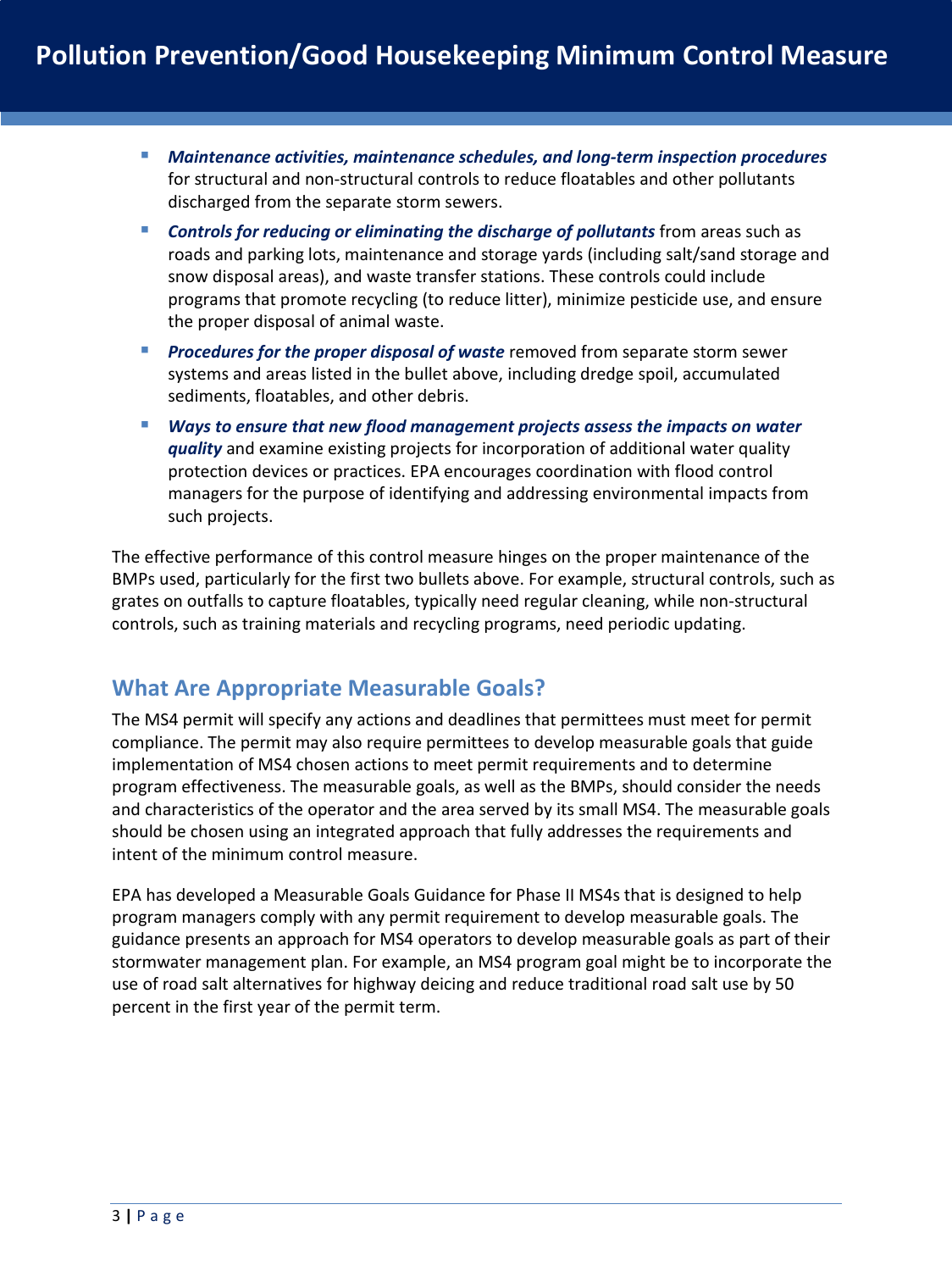- ***Maintenance activities, maintenance schedules, and long-term inspection procedures*** for structural and non-structural controls to reduce floatables and other pollutants discharged from the separate storm sewers.
- ***Controls for reducing or eliminating the discharge of pollutants*** from areas such as roads and parking lots, maintenance and storage yards (including salt/sand storage and snow disposal areas), and waste transfer stations. These controls could include programs that promote recycling (to reduce litter), minimize pesticide use, and ensure the proper disposal of animal waste.
- ***Procedures for the proper disposal of waste*** removed from separate storm sewer systems and areas listed in the bullet above, including dredge spoil, accumulated sediments, floatables, and other debris.
- ***Ways to ensure that new flood management projects assess the impacts on water quality*** and examine existing projects for incorporation of additional water quality protection devices or practices. EPA encourages coordination with flood control managers for the purpose of identifying and addressing environmental impacts from such projects.

The effective performance of this control measure hinges on the proper maintenance of the BMPs used, particularly for the first two bullets above. For example, structural controls, such as grates on outfalls to capture floatables, typically need regular cleaning, while non-structural controls, such as training materials and recycling programs, need periodic updating.

## What Are Appropriate Measurable Goals?

The MS4 permit will specify any actions and deadlines that permittees must meet for permit compliance. The permit may also require permittees to develop measurable goals that guide implementation of MS4 chosen actions to meet permit requirements and to determine program effectiveness. The measurable goals, as well as the BMPs, should consider the needs and characteristics of the operator and the area served by its small MS4. The measurable goals should be chosen using an integrated approach that fully addresses the requirements and intent of the minimum control measure.

EPA has developed a Measurable Goals Guidance for Phase II MS4s that is designed to help program managers comply with any permit requirement to develop measurable goals. The guidance presents an approach for MS4 operators to develop measurable goals as part of their stormwater management plan. For example, an MS4 program goal might be to incorporate the use of road salt alternatives for highway deicing and reduce traditional road salt use by 50 percent in the first year of the permit term.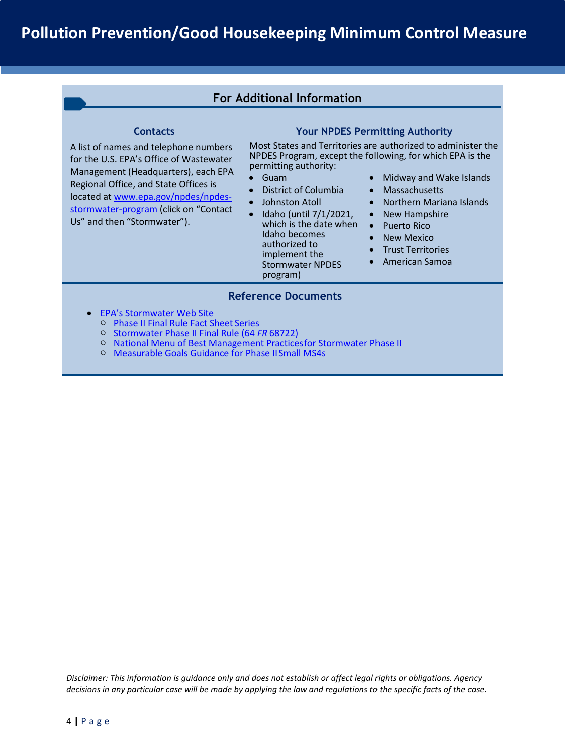# Pollution Prevention/Good Housekeeping Minimum Control Measure

## For Additional Information

### Contacts

A list of names and telephone numbers for the U.S. EPA's Office of Wastewater Management (Headquarters), each EPA Regional Office, and State Offices is located at www.epa.gov/npdes/npdes-stormwater-program (click on "Contact Us" and then "Stormwater").

### Your NPDES Permitting Authority

Most States and Territories are authorized to administer the NPDES Program, except the following, for which EPA is the permitting authority:

- Guam
- District of Columbia
- Johnston Atoll
- Idaho (until 7/1/2021, which is the date when Idaho becomes authorized to implement the Stormwater NPDES program)
- Midway and Wake Islands
- Massachusetts
- Northern Mariana Islands
- New Hampshire
- Puerto Rico
- New Mexico
- Trust Territories
- American Samoa

### Reference Documents

- EPA's Stormwater Web Site
  - Phase II Final Rule Fact Sheet Series
  - Stormwater Phase II Final Rule (64 *FR* 68722)
  - National Menu of Best Management Practices for Stormwater Phase II
  - Measurable Goals Guidance for Phase II Small MS4s

*Disclaimer: This information is guidance only and does not establish or affect legal rights or obligations. Agency decisions in any particular case will be made by applying the law and regulations to the specific facts of the case.*